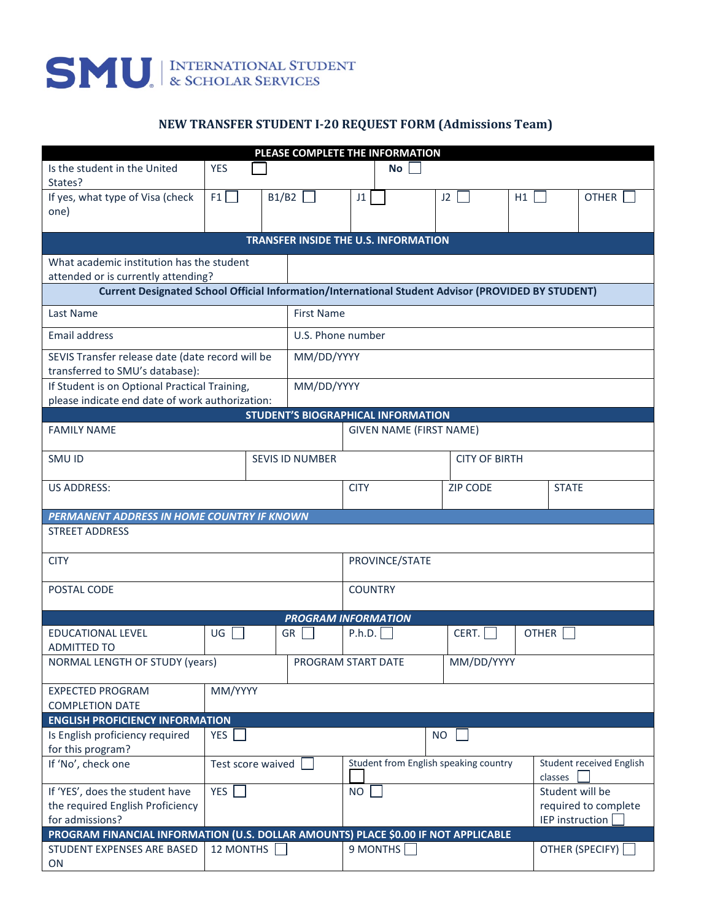SMU | INTERNATIONAL STUDENT & SCHOLAR SERVICES

## NEW TRANSFER STUDENT I-20 REQUEST FORM (Admissions Team)

| PLEASE COMPLETE THE INFORMATION | | | | | | |
|---|---|---|---|---|---|---|
| Is the student in the United States? | YES ☐ | | | No ☐ | | |
| If yes, what type of Visa (check one) | F1 ☐ | B1/B2 ☐ | J1 ☐ | J2 ☐ | H1 ☐ | OTHER ☐ |

| TRANSFER INSIDE THE U.S. INFORMATION | |
|---|---|
| What academic institution has the student attended or is currently attending? | |
| **Current Designated School Official Information/International Student Advisor (PROVIDED BY STUDENT)** | |
| Last Name | First Name |
| Email address | U.S. Phone number |
| SEVIS Transfer release date (date record will be transferred to SMU's database): | MM/DD/YYYY |
| If Student is on Optional Practical Training, please indicate end date of work authorization: | MM/DD/YYYY |

| STUDENT'S BIOGRAPHICAL INFORMATION | | | |
|---|---|---|---|
| FAMILY NAME | | GIVEN NAME (FIRST NAME) | |
| SMU ID | SEVIS ID NUMBER | CITY OF BIRTH | |
| US ADDRESS: | CITY | ZIP CODE | STATE |

| *PERMANENT ADDRESS IN HOME COUNTRY IF KNOWN* | |
|---|---|
| STREET ADDRESS | |
| CITY | PROVINCE/STATE |
| POSTAL CODE | COUNTRY |

| *PROGRAM INFORMATION* | | | | | |
|---|---|---|---|---|---|
| EDUCATIONAL LEVEL ADMITTED TO | UG ☐ | GR ☐ | P.h.D. ☐ | CERT. ☐ | OTHER ☐ |
| NORMAL LENGTH OF STUDY (years) | | PROGRAM START DATE | MM/DD/YYYY | | |
| EXPECTED PROGRAM COMPLETION DATE | MM/YYYY | | | | |

| ENGLISH PROFICIENCY INFORMATION | | | |
|---|---|---|---|
| Is English proficiency required for this program? | YES ☐ | NO ☐ | |
| If 'No', check one | Test score waived ☐ | Student from English speaking country ☐ | Student received English classes ☐ |
| If 'YES', does the student have the required English Proficiency for admissions? | YES ☐ | NO ☐ | Student will be required to complete IEP instruction ☐ |

| PROGRAM FINANCIAL INFORMATION (U.S. DOLLAR AMOUNTS) PLACE $0.00 IF NOT APPLICABLE | | | |
|---|---|---|---|
| STUDENT EXPENSES ARE BASED ON | 12 MONTHS ☐ | 9 MONTHS ☐ | OTHER (SPECIFY) ☐ |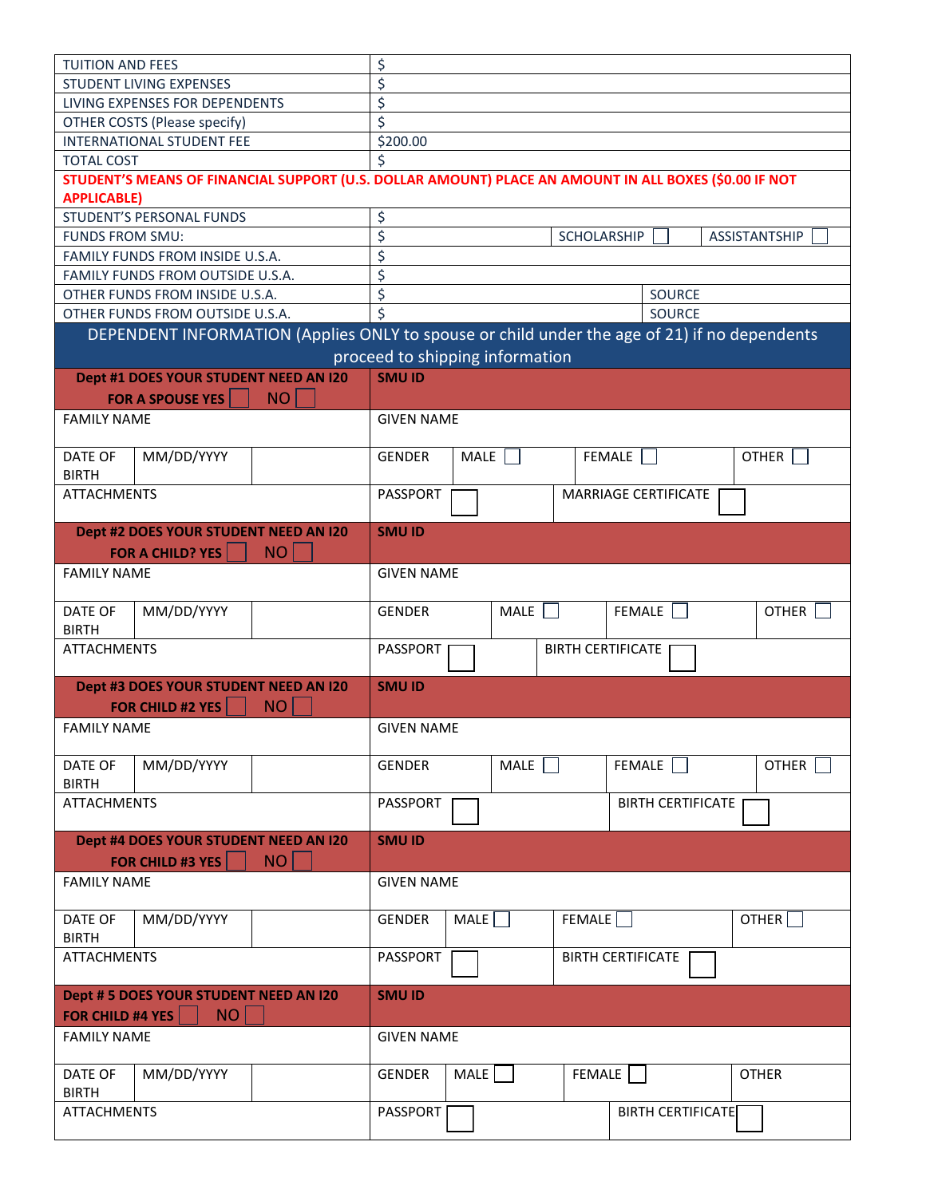| TUITION AND FEES | $ | | |
|---|---|---|---|
| STUDENT LIVING EXPENSES | $ | | |
| LIVING EXPENSES FOR DEPENDENTS | $ | | |
| OTHER COSTS (Please specify) | $ | | |
| INTERNATIONAL STUDENT FEE | $200.00 | | |
| TOTAL COST | $ | | |
| **STUDENT'S MEANS OF FINANCIAL SUPPORT (U.S. DOLLAR AMOUNT) PLACE AN AMOUNT IN ALL BOXES ($0.00 IF NOT APPLICABLE)** | | | |
| STUDENT'S PERSONAL FUNDS | $ | | |
| FUNDS FROM SMU: | $ | SCHOLARSHIP ☐ | ASSISTANTSHIP ☐ |
| FAMILY FUNDS FROM INSIDE U.S.A. | $ | | |
| FAMILY FUNDS FROM OUTSIDE U.S.A. | $ | | |
| OTHER FUNDS FROM INSIDE U.S.A. | $ | SOURCE | |
| OTHER FUNDS FROM OUTSIDE U.S.A. | $ | SOURCE | |

## DEPENDENT INFORMATION (Applies ONLY to spouse or child under the age of 21) if no dependents proceed to shipping information

| **Dept #1 DOES YOUR STUDENT NEED AN I20 FOR A SPOUSE YES ☐ NO ☐** | | **SMU ID** | | | |
|---|---|---|---|---|---|
| FAMILY NAME | | GIVEN NAME | | | |
| DATE OF BIRTH | MM/DD/YYYY | GENDER | MALE ☐ | FEMALE ☐ | OTHER ☐ |
| ATTACHMENTS | | PASSPORT ☐ | | MARRIAGE CERTIFICATE ☐ | |
| **Dept #2 DOES YOUR STUDENT NEED AN I20 FOR A CHILD? YES ☐ NO ☐** | | **SMU ID** | | | |
| FAMILY NAME | | GIVEN NAME | | | |
| DATE OF BIRTH | MM/DD/YYYY | GENDER | MALE ☐ | FEMALE ☐ | OTHER ☐ |
| ATTACHMENTS | | PASSPORT ☐ | | BIRTH CERTIFICATE ☐ | |
| **Dept #3 DOES YOUR STUDENT NEED AN I20 FOR CHILD #2 YES ☐ NO ☐** | | **SMU ID** | | | |
| FAMILY NAME | | GIVEN NAME | | | |
| DATE OF BIRTH | MM/DD/YYYY | GENDER | MALE ☐ | FEMALE ☐ | OTHER ☐ |
| ATTACHMENTS | | PASSPORT ☐ | | BIRTH CERTIFICATE ☐ | |
| **Dept #4 DOES YOUR STUDENT NEED AN I20 FOR CHILD #3 YES ☐ NO ☐** | | **SMU ID** | | | |
| FAMILY NAME | | GIVEN NAME | | | |
| DATE OF BIRTH | MM/DD/YYYY | GENDER | MALE ☐ | FEMALE ☐ | OTHER ☐ |
| ATTACHMENTS | | PASSPORT ☐ | | BIRTH CERTIFICATE ☐ | |
| **Dept # 5 DOES YOUR STUDENT NEED AN I20 FOR CHILD #4 YES ☐ NO ☐** | | **SMU ID** | | | |
| FAMILY NAME | | GIVEN NAME | | | |
| DATE OF BIRTH | MM/DD/YYYY | GENDER | MALE ☐ | FEMALE ☐ | OTHER |
| ATTACHMENTS | | PASSPORT ☐ | | BIRTH CERTIFICATE ☐ | |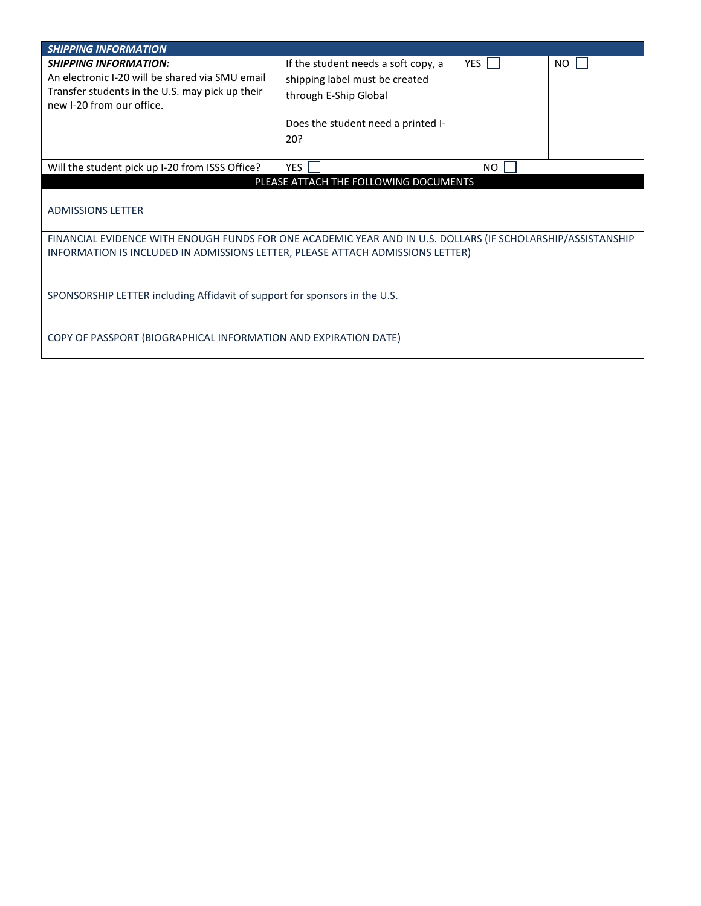| SHIPPING INFORMATION | | | |
|---|---|---|---|
| ***SHIPPING INFORMATION:*** An electronic I-20 will be shared via SMU email Transfer students in the U.S. may pick up their new I-20 from our office. | If the student needs a soft copy, a shipping label must be created through E-Ship Global<br><br>Does the student need a printed I-20? | YES ☐ | NO ☐ |
| Will the student pick up I-20 from ISSS Office? | YES ☐ | NO ☐ | |

| PLEASE ATTACH THE FOLLOWING DOCUMENTS |
|---|
| ADMISSIONS LETTER |
| FINANCIAL EVIDENCE WITH ENOUGH FUNDS FOR ONE ACADEMIC YEAR AND IN U.S. DOLLARS (IF SCHOLARSHIP/ASSISTANSHIP INFORMATION IS INCLUDED IN ADMISSIONS LETTER, PLEASE ATTACH ADMISSIONS LETTER) |
| SPONSORSHIP LETTER including Affidavit of support for sponsors in the U.S. |
| COPY OF PASSPORT (BIOGRAPHICAL INFORMATION AND EXPIRATION DATE) |